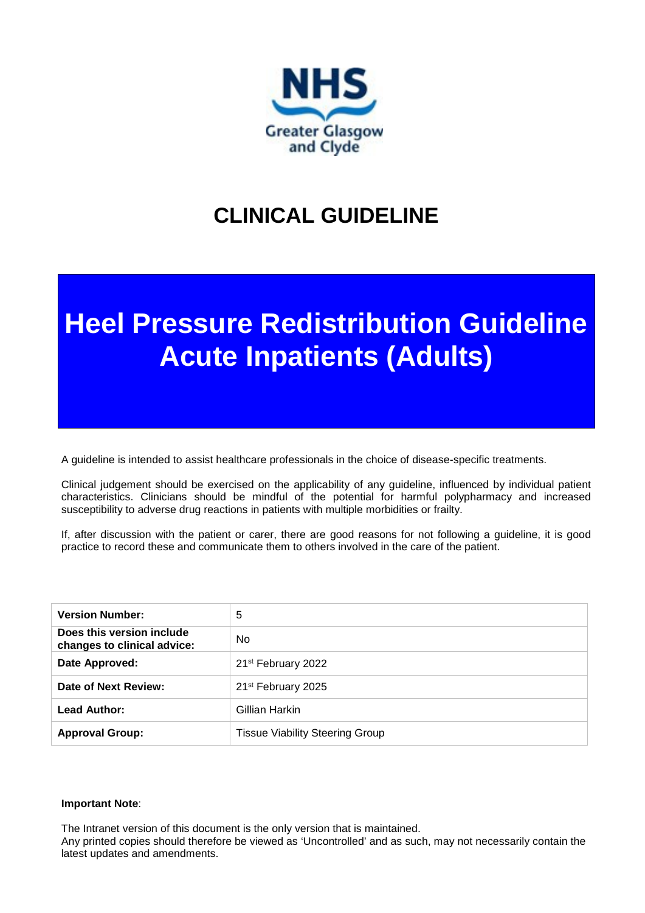NHS
Greater Glasgow and Clyde

# CLINICAL GUIDELINE

# Heel Pressure Redistribution Guideline Acute Inpatients (Adults)

A guideline is intended to assist healthcare professionals in the choice of disease-specific treatments.

Clinical judgement should be exercised on the applicability of any guideline, influenced by individual patient characteristics. Clinicians should be mindful of the potential for harmful polypharmacy and increased susceptibility to adverse drug reactions in patients with multiple morbidities or frailty.

If, after discussion with the patient or carer, there are good reasons for not following a guideline, it is good practice to record these and communicate them to others involved in the care of the patient.

| | |
|---|---|
| **Version Number:** | 5 |
| **Does this version include changes to clinical advice:** | No |
| **Date Approved:** | 21st February 2022 |
| **Date of Next Review:** | 21st February 2025 |
| **Lead Author:** | Gillian Harkin |
| **Approval Group:** | Tissue Viability Steering Group |

**Important Note**:

The Intranet version of this document is the only version that is maintained.
Any printed copies should therefore be viewed as 'Uncontrolled' and as such, may not necessarily contain the latest updates and amendments.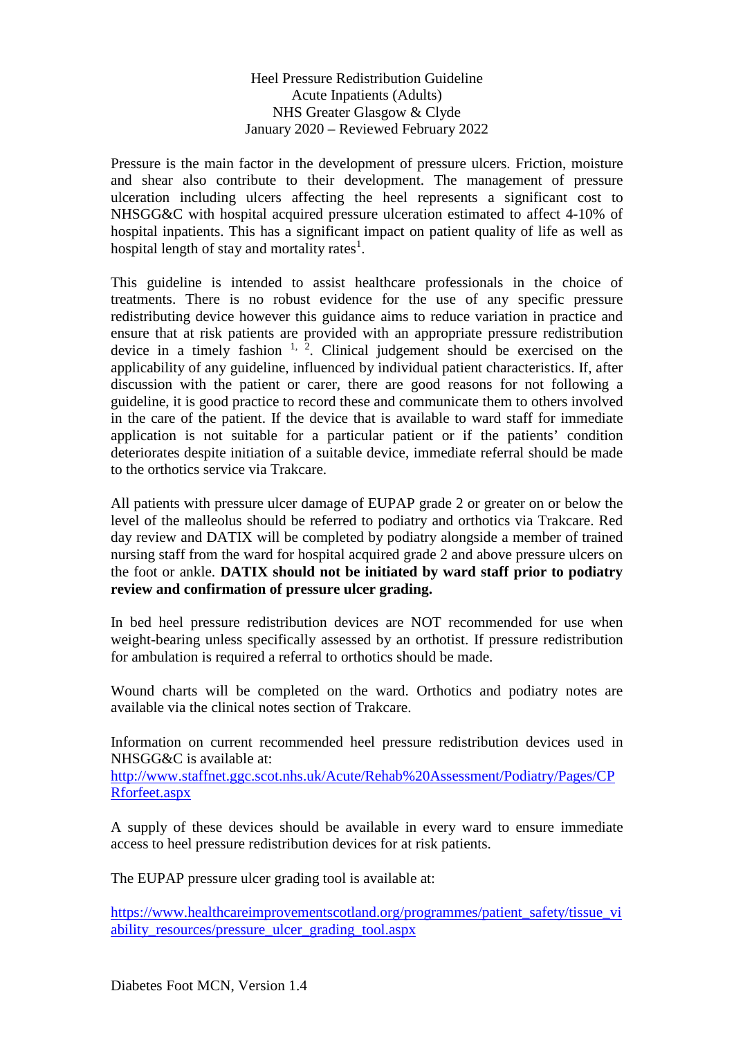Heel Pressure Redistribution Guideline
Acute Inpatients (Adults)
NHS Greater Glasgow & Clyde
January 2020 – Reviewed February 2022

Pressure is the main factor in the development of pressure ulcers. Friction, moisture and shear also contribute to their development. The management of pressure ulceration including ulcers affecting the heel represents a significant cost to NHSGG&C with hospital acquired pressure ulceration estimated to affect 4-10% of hospital inpatients. This has a significant impact on patient quality of life as well as hospital length of stay and mortality rates[1].

This guideline is intended to assist healthcare professionals in the choice of treatments. There is no robust evidence for the use of any specific pressure redistributing device however this guidance aims to reduce variation in practice and ensure that at risk patients are provided with an appropriate pressure redistribution device in a timely fashion [1, 2]. Clinical judgement should be exercised on the applicability of any guideline, influenced by individual patient characteristics. If, after discussion with the patient or carer, there are good reasons for not following a guideline, it is good practice to record these and communicate them to others involved in the care of the patient. If the device that is available to ward staff for immediate application is not suitable for a particular patient or if the patients' condition deteriorates despite initiation of a suitable device, immediate referral should be made to the orthotics service via Trakcare.

All patients with pressure ulcer damage of EUPAP grade 2 or greater on or below the level of the malleolus should be referred to podiatry and orthotics via Trakcare. Red day review and DATIX will be completed by podiatry alongside a member of trained nursing staff from the ward for hospital acquired grade 2 and above pressure ulcers on the foot or ankle. **DATIX should not be initiated by ward staff prior to podiatry review and confirmation of pressure ulcer grading.**

In bed heel pressure redistribution devices are NOT recommended for use when weight-bearing unless specifically assessed by an orthotist. If pressure redistribution for ambulation is required a referral to orthotics should be made.

Wound charts will be completed on the ward. Orthotics and podiatry notes are available via the clinical notes section of Trakcare.

Information on current recommended heel pressure redistribution devices used in NHSGG&C is available at:
http://www.staffnet.ggc.scot.nhs.uk/Acute/Rehab%20Assessment/Podiatry/Pages/CPRforfeet.aspx

A supply of these devices should be available in every ward to ensure immediate access to heel pressure redistribution devices for at risk patients.

The EUPAP pressure ulcer grading tool is available at:

https://www.healthcareimprovementscotland.org/programmes/patient_safety/tissue_viability_resources/pressure_ulcer_grading_tool.aspx

Diabetes Foot MCN, Version 1.4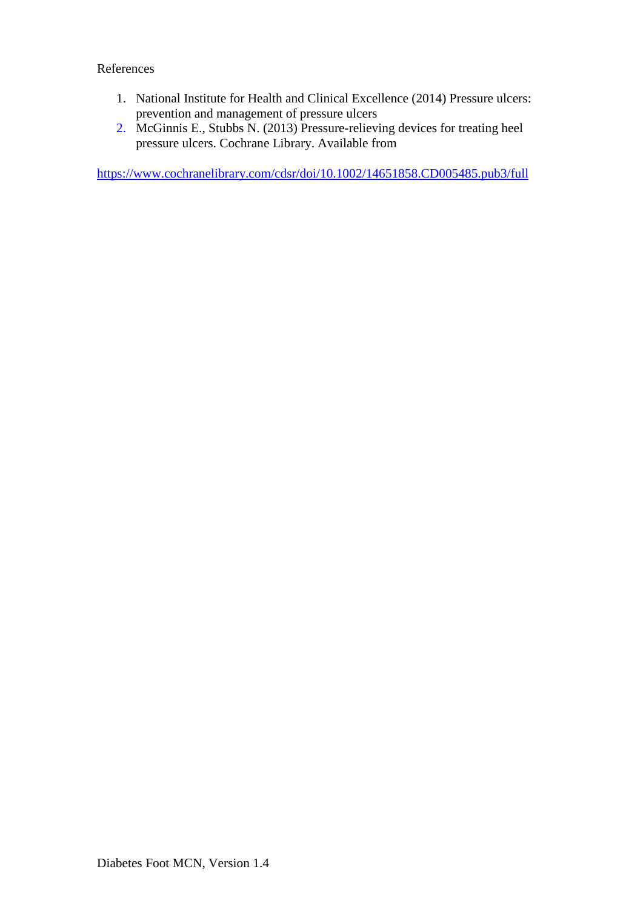References

1. National Institute for Health and Clinical Excellence (2014) Pressure ulcers: prevention and management of pressure ulcers
2. McGinnis E., Stubbs N. (2013) Pressure-relieving devices for treating heel pressure ulcers. Cochrane Library. Available from

https://www.cochranelibrary.com/cdsr/doi/10.1002/14651858.CD005485.pub3/full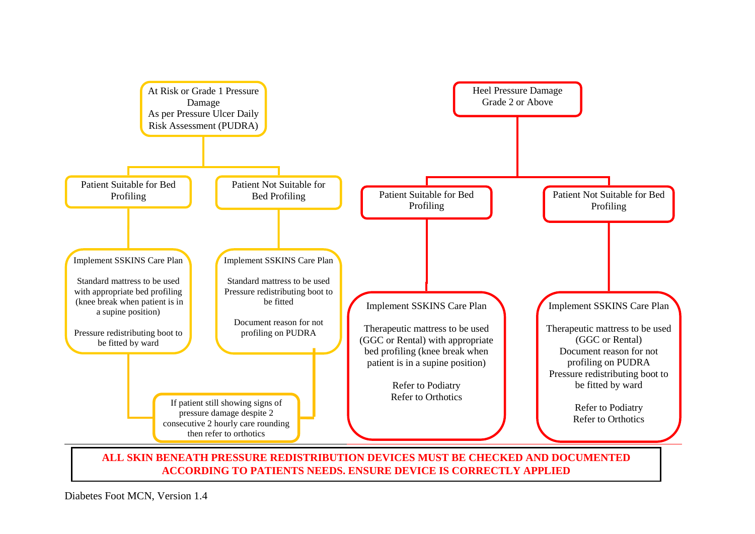At Risk or Grade 1 Pressure Damage
As per Pressure Ulcer Daily Risk Assessment (PUDRA)

Patient Suitable for Bed Profiling

Implement SSKINS Care Plan

Standard mattress to be used with appropriate bed profiling (knee break when patient is in a supine position)

Pressure redistributing boot to be fitted by ward

Patient Not Suitable for Bed Profiling

Implement SSKINS Care Plan

Standard mattress to be used
Pressure redistributing boot to be fitted

Document reason for not profiling on PUDRA

If patient still showing signs of pressure damage despite 2 consecutive 2 hourly care rounding then refer to orthotics

Heel Pressure Damage
Grade 2 or Above

Patient Suitable for Bed Profiling

Implement SSKINS Care Plan

Therapeutic mattress to be used (GGC or Rental) with appropriate bed profiling (knee break when patient is in a supine position)

Refer to Podiatry
Refer to Orthotics

Patient Not Suitable for Bed Profiling

Implement SSKINS Care Plan

Therapeutic mattress to be used (GGC or Rental)
Document reason for not profiling on PUDRA
Pressure redistributing boot to be fitted by ward

Refer to Podiatry
Refer to Orthotics

**ALL SKIN BENEATH PRESSURE REDISTRIBUTION DEVICES MUST BE CHECKED AND DOCUMENTED ACCORDING TO PATIENTS NEEDS. ENSURE DEVICE IS CORRECTLY APPLIED**

Diabetes Foot MCN, Version 1.4